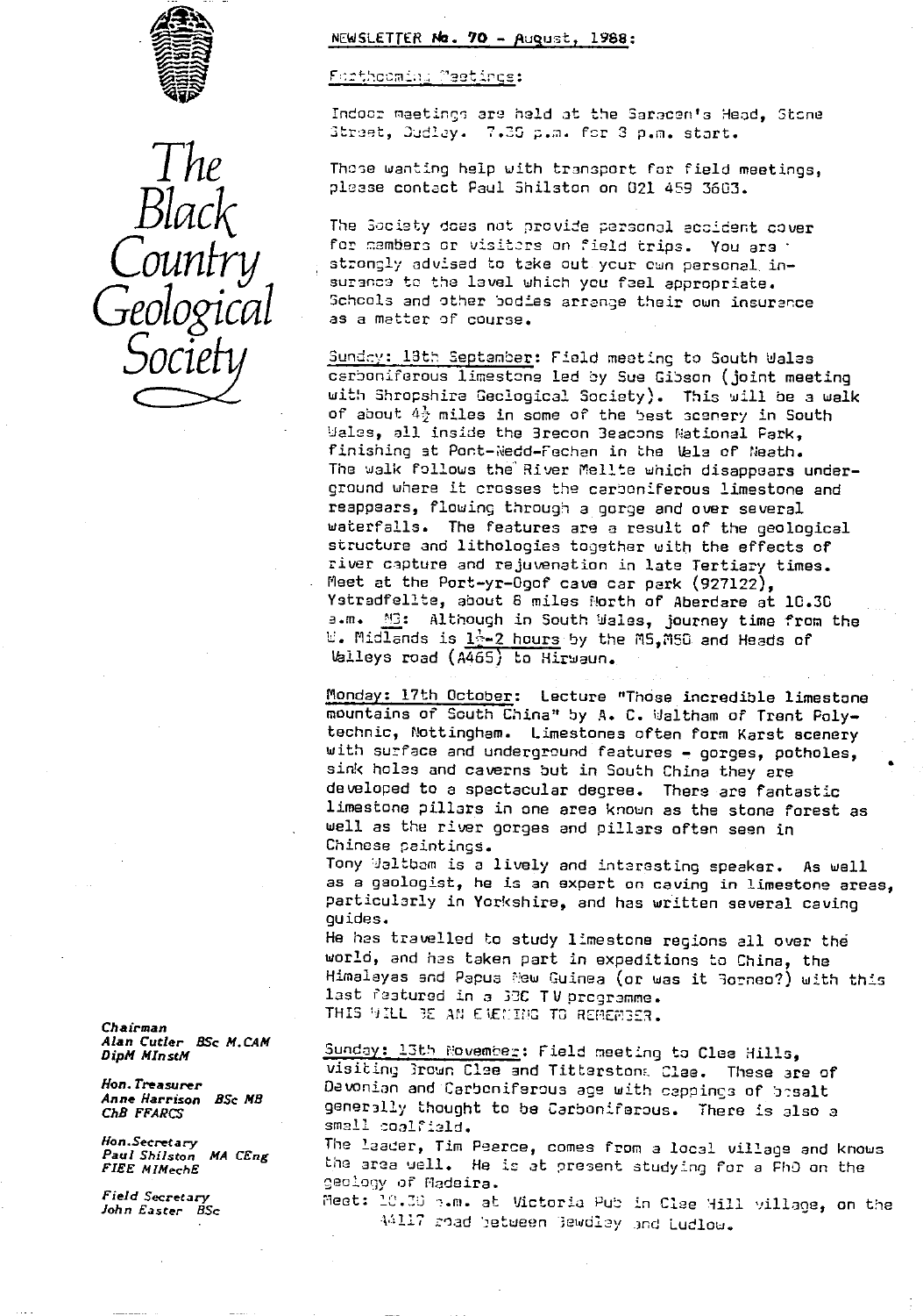# The Black Country Geological Society

NEWSLETTER No. 70 - August, 1988:

Forthcoming Meetings:

Indoor meetings are held at the Saracen's Head, Stone Street, Dudley. 7.30 p.m. for 8 p.m. start.

Those wanting help with transport for field meetings, please contact Paul Shilston on 021 459 3603.

The Society does not provide personal accident cover for members or visitors on field trips. You are strongly advised to take out your own personal insurance to the level which you feel appropriate. Schools and other bodies arrange their own insurance as a matter of course.

Sunday: 18th September: Field meeting to South Wales carboniferous limestone led by Sue Gibson (joint meeting with Shropshire Geological Society). This will be a walk of about 4½ miles in some of the best scenery in South Wales, all inside the Brecon Beacons National Park, finishing at Pont-Nedd-Fechan in the Vale of Neath. The walk follows the River Mellte which disappears underground where it crosses the carboniferous limestone and reappears, flowing through a gorge and over several waterfalls. The features are a result of the geological structure and lithologies together with the effects of river capture and rejuvenation in late Tertiary times. Meet at the Port-yr-Ogof cave car park (927122), Ystradfellte, about 6 miles North of Aberdare at 10.30 a.m. NB: Although in South Wales, journey time from the W. Midlands is 1½-2 hours by the M5,M50 and Heads of Valleys road (A465) to Hirwaun.

Monday: 17th October: Lecture "Those incredible limestone mountains of South China" by A. C. Waltham of Trent Polytechnic, Nottingham. Limestones often form Karst scenery with surface and underground features - gorges, potholes, sink holes and caverns but in South China they are developed to a spectacular degree. There are fantastic limestone pillars in one area known as the stone forest as well as the river gorges and pillars often seen in Chinese paintings.
Tony Waltham is a lively and interesting speaker. As well as a geologist, he is an expert on caving in limestone areas, particularly in Yorkshire, and has written several caving guides.
He has travelled to study limestone regions all over the world, and has taken part in expeditions to China, the Himalayas and Papua New Guinea (or was it Borneo?) with this last featured in a BBC TV programme.
THIS WILL BE AN EVENING TO REMEMBER.

Sunday: 13th November: Field meeting to Clee Hills, visiting Brown Clee and Titterstone Clee. These are of Devonian and Carboniferous age with cappings of basalt generally thought to be Carboniferous. There is also a small coalfield.
The leader, Tim Pearce, comes from a local village and knows the area well. He is at present studying for a PhD on the geology of Madeira.
Meet: 10.30 a.m. at Victoria Pub in Clee Hill village, on the A4117 road between Bewdley and Ludlow.

*Chairman*
*Alan Cutler BSc M.CAM DipM MInstM*

*Hon. Treasurer*
*Anne Harrison BSc MB ChB FFARCS*

*Hon. Secretary*
*Paul Shilston MA CEng FIEE MIMechE*

*Field Secretary*
*John Easter BSc*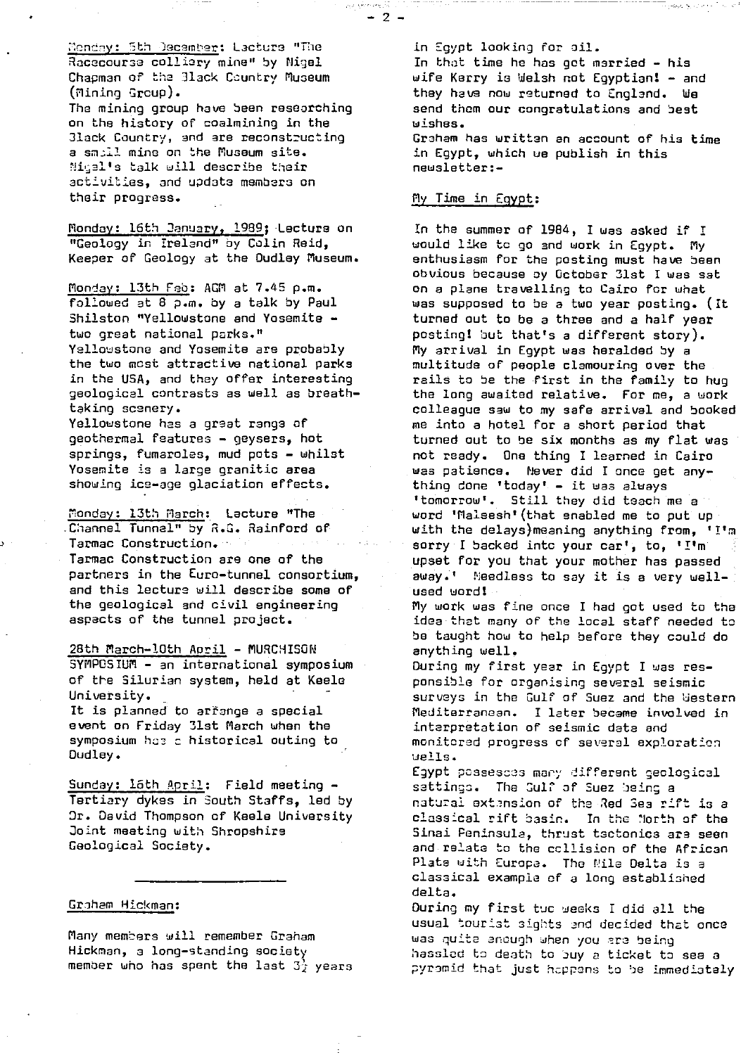Monday: 5th December: Lecture "The Racecourse colliery mine" by Nigel Chapman of the Black Country Museum (Mining Group).
The mining group have been researching on the history of coalmining in the Black Country, and are reconstructing a small mine on the Museum site. Nigel's talk will describe their activities, and update members on their progress.

Monday: 16th January, 1989; Lecture on "Geology in Ireland" by Colin Reid, Keeper of Geology at the Dudley Museum.

Monday: 13th Feb: AGM at 7.45 p.m. followed at 8 p.m. by a talk by Paul Shilston "Yellowstone and Yosemite - two great national parks."
Yellowstone and Yosemite are probably the two most attractive national parks in the USA, and they offer interesting geological contrasts as well as breath-taking scenery.
Yellowstone has a great range of geothermal features - geysers, hot springs, fumaroles, mud pots - whilst Yosemite is a large granitic area showing ice-age glaciation effects.

Monday: 13th March: Lecture "The Channel Tunnel" by R.G. Rainford of Tarmac Construction.
Tarmac Construction are one of the partners in the Euro-tunnel consortium, and this lecture will describe some of the geological and civil engineering aspects of the tunnel project.

28th March-10th April - MURCHISON SYMPOSIUM - an international symposium of the Silurian system, held at Keele University.
It is planned to arrange a special event on Friday 31st March when the symposium has a historical outing to Dudley.

Sunday: 16th April: Field meeting - Tertiary dykes in South Staffs, led by Dr. David Thompson of Keele University Joint meeting with Shropshire Geological Society.

---

Graham Hickman:

Many members will remember Graham Hickman, a long-standing society member who has spent the last 3½ years in Egypt looking for oil.
In that time he has got married - his wife Kerry is Welsh not Egyptian! - and they have now returned to England. We send them our congratulations and best wishes.
Graham has written an account of his time in Egypt, which we publish in this newsletter:-

My Time in Egypt:

In the summer of 1984, I was asked if I would like to go and work in Egypt. My enthusiasm for the posting must have been obvious because by October 31st I was sat on a plane travelling to Cairo for what was supposed to be a two year posting. (It turned out to be a three and a half year posting! but that's a different story). My arrival in Egypt was heralded by a multitude of people clamouring over the rails to be the first in the family to hug the long awaited relative. For me, a work colleague saw to my safe arrival and booked me into a hotel for a short period that turned out to be six months as my flat was not ready. One thing I learned in Cairo was patience. Never did I once get anything done 'today' - it was always 'tomorrow'. Still they did teach me a word 'Maleesh' (that enabled me to put up with the delays) meaning anything from, 'I'm sorry I backed into your car', to, 'I'm upset for you that your mother has passed away.' Needless to say it is a very well-used word!
My work was fine once I had got used to the idea that many of the local staff needed to be taught how to help before they could do anything well.
During my first year in Egypt I was responsible for organising several seismic surveys in the Gulf of Suez and the Western Mediterranean. I later became involved in interpretation of seismic data and monitored progress of several exploration wells.
Egypt possesses many different geological settings. The Gulf of Suez being a natural extension of the Red Sea rift is a classical rift basin. In the North of the Sinai Peninsula, thrust tectonics are seen and relate to the collision of the African Plate with Europe. The Nile Delta is a classical example of a long established delta.
During my first two weeks I did all the usual tourist sights and decided that once was quite enough when you are being hassled to death to buy a ticket to see a pyramid that just happens to be immediately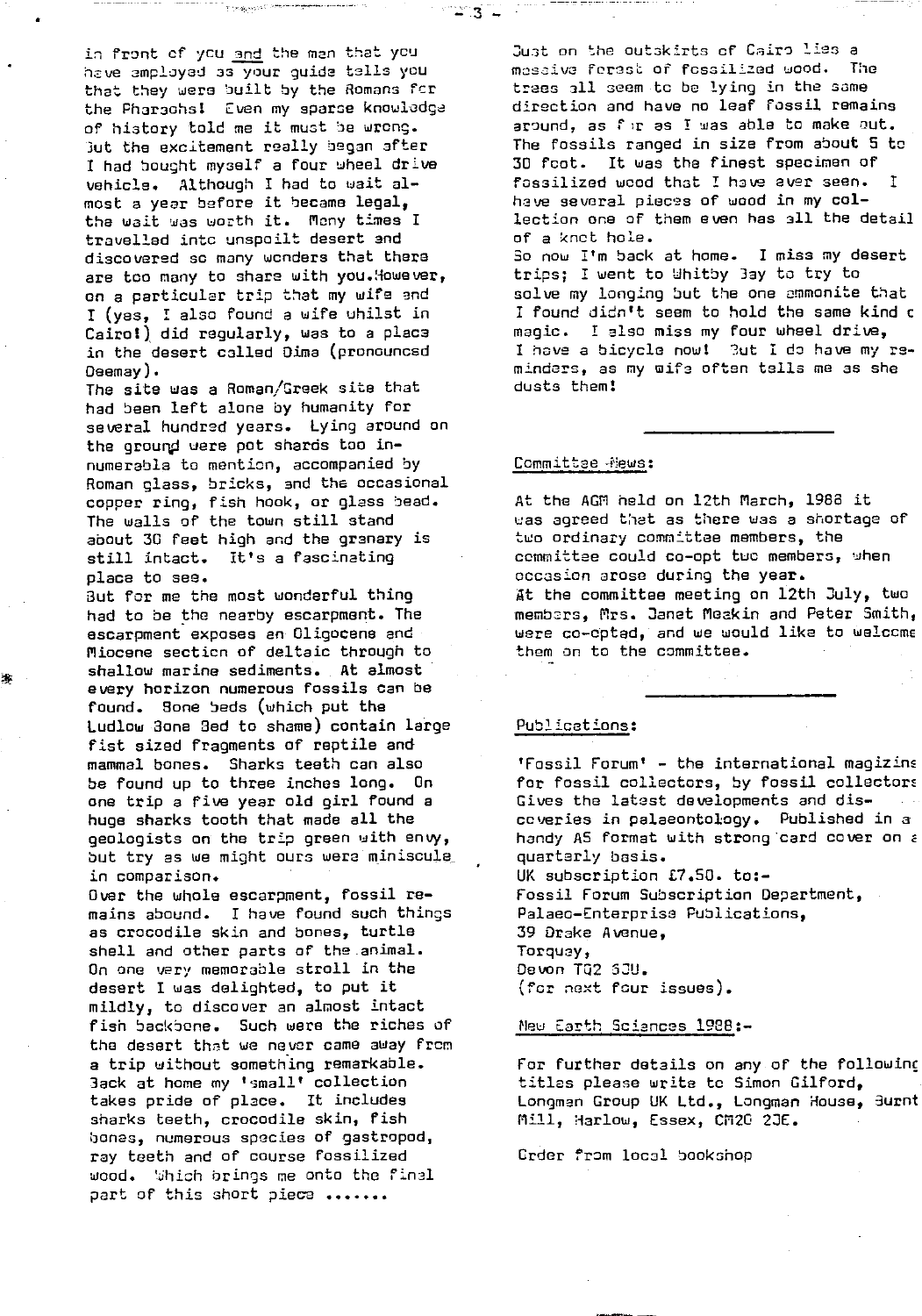in front of you and the man that you have employed as your guide tells you that they were built by the Romans for the Pharaohs! Even my sparse knowledge of history told me it must be wrong. But the excitement really began after I had bought myself a four wheel drive vehicle. Although I had to wait almost a year before it became legal, the wait was worth it. Many times I travelled into unspoilt desert and discovered so many wonders that there are too many to share with you. However, on a particular trip that my wife and I (yes, I also found a wife whilst in Cairo!) did regularly, was to a place in the desert called Dima (pronounced Deemay).

The site was a Roman/Greek site that had been left alone by humanity for several hundred years. Lying around on the ground were pot shards too innumerable to mention, accompanied by Roman glass, bricks, and the occasional copper ring, fish hook, or glass bead. The walls of the town still stand about 30 feet high and the granary is still intact. It's a fascinating place to see.

But for me the most wonderful thing had to be the nearby escarpment. The escarpment exposes an Oligocene and Miocene section of deltaic through to shallow marine sediments. At almost every horizon numerous fossils can be found. Bone beds (which put the Ludlow Bone Bed to shame) contain large fist sized fragments of reptile and mammal bones. Sharks teeth can also be found up to three inches long. On one trip a five year old girl found a huge sharks tooth that made all the geologists on the trip green with envy, but try as we might ours were miniscule in comparison.

Over the whole escarpment, fossil remains abound. I have found such things as crocodile skin and bones, turtle shell and other parts of the animal. On one very memorable stroll in the desert I was delighted, to put it mildly, to discover an almost intact fish backbone. Such were the riches of the desert that we never came away from a trip without something remarkable. Back at home my 'small' collection takes pride of place. It includes sharks teeth, crocodile skin, fish bones, numerous species of gastropod, ray teeth and of course fossilized wood. Which brings me onto the final part of this short piece .......

Just on the outskirts of Cairo lies a massive forest of fossilized wood. The trees all seem to be lying in the same direction and have no leaf fossil remains around, as far as I was able to make out. The fossils ranged in size from about 5 to 30 foot. It was the finest specimen of fossilized wood that I have ever seen. I have several pieces of wood in my collection one of them even has all the detail of a knot hole.

So now I'm back at home. I miss my desert trips; I went to Whitby Bay to try to solve my longing but the one ammonite that I found didn't seem to hold the same kind of magic. I also miss my four wheel drive, I have a bicycle now! But I do have my reminders, as my wife often tells me as she dusts them!

---

## Committee News:

At the AGM held on 12th March, 1988 it was agreed that as there was a shortage of two ordinary committee members, the committee could co-opt two members, when occasion arose during the year.

At the committee meeting on 12th July, two members, Mrs. Janet Meakin and Peter Smith, were co-opted, and we would like to welcome them on to the committee.

---

## Publications:

'Fossil Forum' - the international magazine for fossil collectors, by fossil collectors. Gives the latest developments and discoveries in palaeontology. Published in a handy A5 format with strong card cover on a quarterly basis.

UK subscription £7.50. to:-
Fossil Forum Subscription Department,
Palaeo-Enterprise Publications,
39 Drake Avenue,
Torquay,
Devon TQ2 5JU.
(for next four issues).

### New Earth Sciences 1988:-

For further details on any of the following titles please write to Simon Gilford, Longman Group UK Ltd., Longman House, Burnt Mill, Harlow, Essex, CM20 2JE.

Order from local bookshop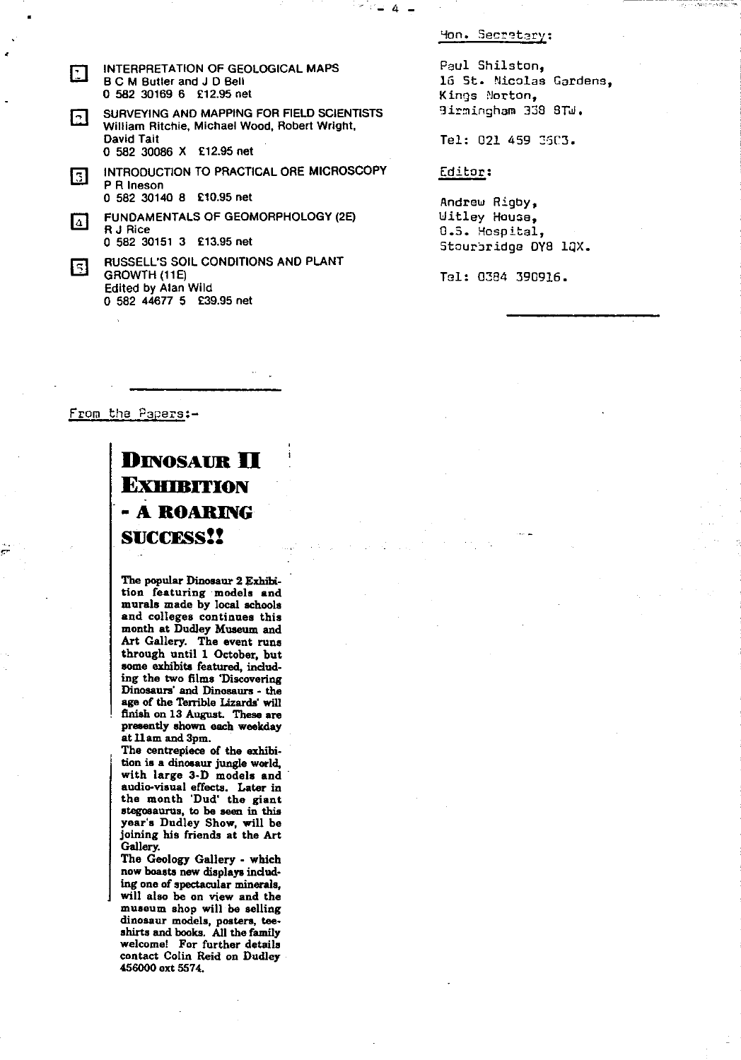1. INTERPRETATION OF GEOLOGICAL MAPS
   B C M Butler and J D Bell
   0 582 30169 6 £12.95 net

2. SURVEYING AND MAPPING FOR FIELD SCIENTISTS
   William Ritchie, Michael Wood, Robert Wright, David Tait
   0 582 30086 X £12.95 net

3. INTRODUCTION TO PRACTICAL ORE MICROSCOPY
   P R Ineson
   0 582 30140 8 £10.95 net

4. FUNDAMENTALS OF GEOMORPHOLOGY (2E)
   R J Rice
   0 582 30151 3 £13.95 net

5. RUSSELL'S SOIL CONDITIONS AND PLANT GROWTH (11E)
   Edited by Alan Wild
   0 582 44677 5 £39.95 net

Hon. Secretary:

Paul Shilston,
16 St. Nicolas Gardens,
Kings Norton,
Birmingham B38 8TW.

Tel: 021 459 3603.

Editor:

Andrew Rigby,
Witley House,
O.S. Hospital,
Stourbridge DY8 1QX.

Tel: 0384 390916.

---

From the Papers:-

# DINOSAUR II EXHIBITION - A ROARING SUCCESS!!

The popular Dinosaur 2 Exhibition featuring models and murals made by local schools and colleges continues this month at Dudley Museum and Art Gallery. The event runs through until 1 October, but some exhibits featured, including the two films 'Discovering Dinosaurs' and Dinosaurs - the age of the Terrible Lizards' will finish on 13 August. These are presently shown each weekday at 11am and 3pm.

The centrepiece of the exhibition is a dinosaur jungle world, with large 3-D models and audio-visual effects. Later in the month 'Dud' the giant stegosaurus, to be seen in this year's Dudley Show, will be joining his friends at the Art Gallery.

The Geology Gallery - which now boasts new displays including one of spectacular minerals, will also be on view and the museum shop will be selling dinosaur models, posters, tee-shirts and books. All the family welcome! For further details contact Colin Reid on Dudley 456000 ext 5574.